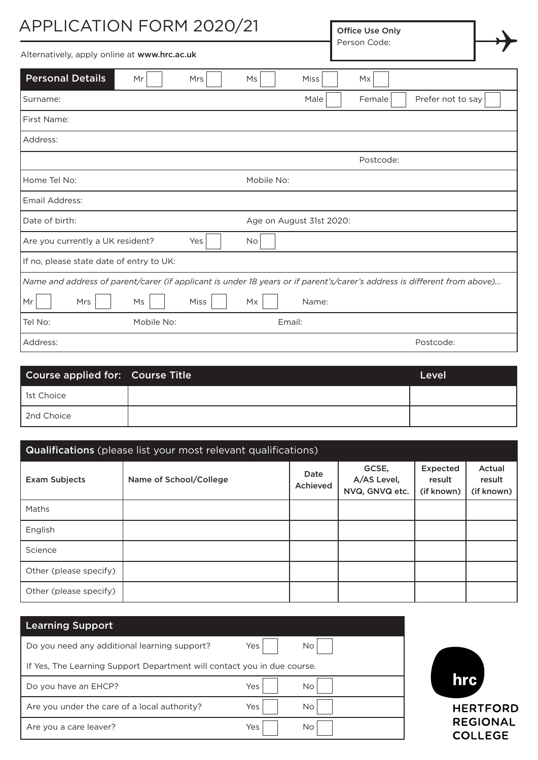# APPLICATION FORM 2020/21

Alternatively, apply online at **www.hrc.ac.uk**

**Office Use Only**
Person Code:

| **Personal Details** | Mr ☐ | Mrs ☐ | Ms ☐ | Miss ☐ | Mx ☐ |
|---|---|---|---|---|---|

Surname: Male ☐ Female ☐ Prefer not to say ☐

First Name:

Address:

Postcode:

Home Tel No: Mobile No:

Email Address:

Date of birth: Age on August 31st 2020:

Are you currently a UK resident? Yes ☐ No ☐

If no, please state date of entry to UK:

*Name and address of parent/carer (if applicant is under 18 years or if parent's/carer's address is different from above)...*

Mr ☐ Mrs ☐ Ms ☐ Miss ☐ Mx ☐ Name:

Tel No: Mobile No: Email:

Address: Postcode:

| Course applied for: | Course Title | Level |
|---|---|---|
| 1st Choice | | |
| 2nd Choice | | |

**Qualifications** (please list your most relevant qualifications)

| Exam Subjects | Name of School/College | Date Achieved | GCSE, A/AS Level, NVQ, GNVQ etc. | Expected result (if known) | Actual result (if known) |
|---|---|---|---|---|---|
| Maths | | | | | |
| English | | | | | |
| Science | | | | | |
| Other (please specify) | | | | | |
| Other (please specify) | | | | | |

| Learning Support | | |
|---|---|---|
| Do you need any additional learning support? | Yes ☐ | No ☐ |
| If Yes, The Learning Support Department will contact you in due course. | | |
| Do you have an EHCP? | Yes ☐ | No ☐ |
| Are you under the care of a local authority? | Yes ☐ | No ☐ |
| Are you a care leaver? | Yes ☐ | No ☐ |

hrc
HERTFORD REGIONAL COLLEGE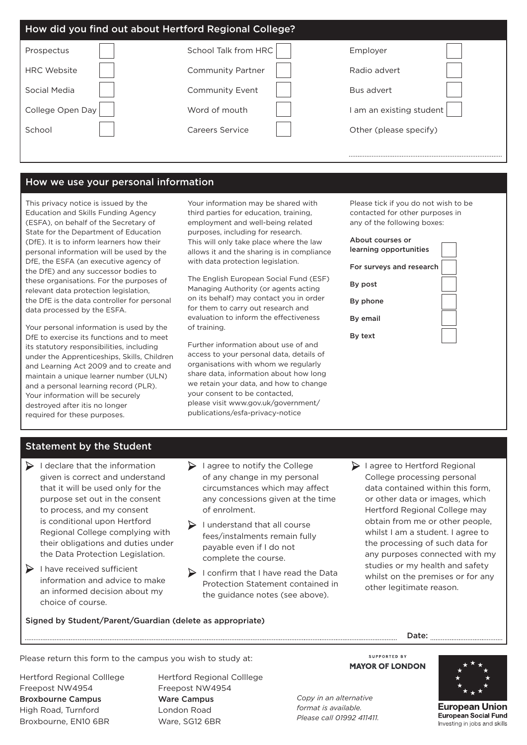## How did you find out about Hertford Regional College?

| | | | | | |
|---|---|---|---|---|---|
| Prospectus | ☐ | School Talk from HRC | ☐ | Employer | ☐ |
| HRC Website | ☐ | Community Partner | ☐ | Radio advert | ☐ |
| Social Media | ☐ | Community Event | ☐ | Bus advert | ☐ |
| College Open Day | ☐ | Word of mouth | ☐ | I am an existing student | ☐ |
| School | ☐ | Careers Service | ☐ | Other (please specify) | |

.......................................................................................

## How we use your personal information

This privacy notice is issued by the Education and Skills Funding Agency (ESFA), on behalf of the Secretary of State for the Department of Education (DfE). It is to inform learners how their personal information will be used by the DfE, the ESFA (an executive agency of the DfE) and any successor bodies to these organisations. For the purposes of relevant data protection legislation, the DfE is the data controller for personal data processed by the ESFA.

Your personal information is used by the DfE to exercise its functions and to meet its statutory responsibilities, including under the Apprenticeships, Skills, Children and Learning Act 2009 and to create and maintain a unique learner number (ULN) and a personal learning record (PLR). Your information will be securely destroyed after itis no longer required for these purposes.

Your information may be shared with third parties for education, training, employment and well-being related purposes, including for research. This will only take place where the law allows it and the sharing is in compliance with data protection legislation.

The English European Social Fund (ESF) Managing Authority (or agents acting on its behalf) may contact you in order for them to carry out research and evaluation to inform the effectiveness of training.

Further information about use of and access to your personal data, details of organisations with whom we regularly share data, information about how long we retain your data, and how to change your consent to be contacted, please visit www.gov.uk/government/publications/esfa-privacy-notice

Please tick if you do not wish to be contacted for other purposes in any of the following boxes:

| | |
|---|---|
| **About courses or learning opportunities** | ☐ |
| **For surveys and research** | ☐ |
| **By post** | ☐ |
| **By phone** | ☐ |
| **By email** | ☐ |
| **By text** | ☐ |

## Statement by the Student

- I declare that the information given is correct and understand that it will be used only for the purpose set out in the consent to process, and my consent is conditional upon Hertford Regional College complying with their obligations and duties under the Data Protection Legislation.
- I have received sufficient information and advice to make an informed decision about my choice of course.
- I agree to notify the College of any change in my personal circumstances which may affect any concessions given at the time of enrolment.
- I understand that all course fees/instalments remain fully payable even if I do not complete the course.
- I confirm that I have read the Data Protection Statement contained in the guidance notes (see above).
- I agree to Hertford Regional College processing personal data contained within this form, or other data or images, which Hertford Regional College may obtain from me or other people, whilst I am a student. I agree to the processing of such data for any purposes connected with my studies or my health and safety whilst on the premises or for any other legitimate reason.

**Signed by Student/Parent/Guardian (delete as appropriate)**

....................................................................................... **Date:** ....................................

Please return this form to the campus you wish to study at:

Hertford Regional Colllege
Freepost NW4954
**Broxbourne Campus**
High Road, Turnford
Broxbourne, EN10 6BR

Hertford Regional Colllege
Freepost NW4954
**Ware Campus**
London Road
Ware, SG12 6BR

*Copy in an alternative format is available. Please call 01992 411411.*

SUPPORTED BY
**MAYOR OF LONDON**

**European Union**
**European Social Fund**
Investing in jobs and skills